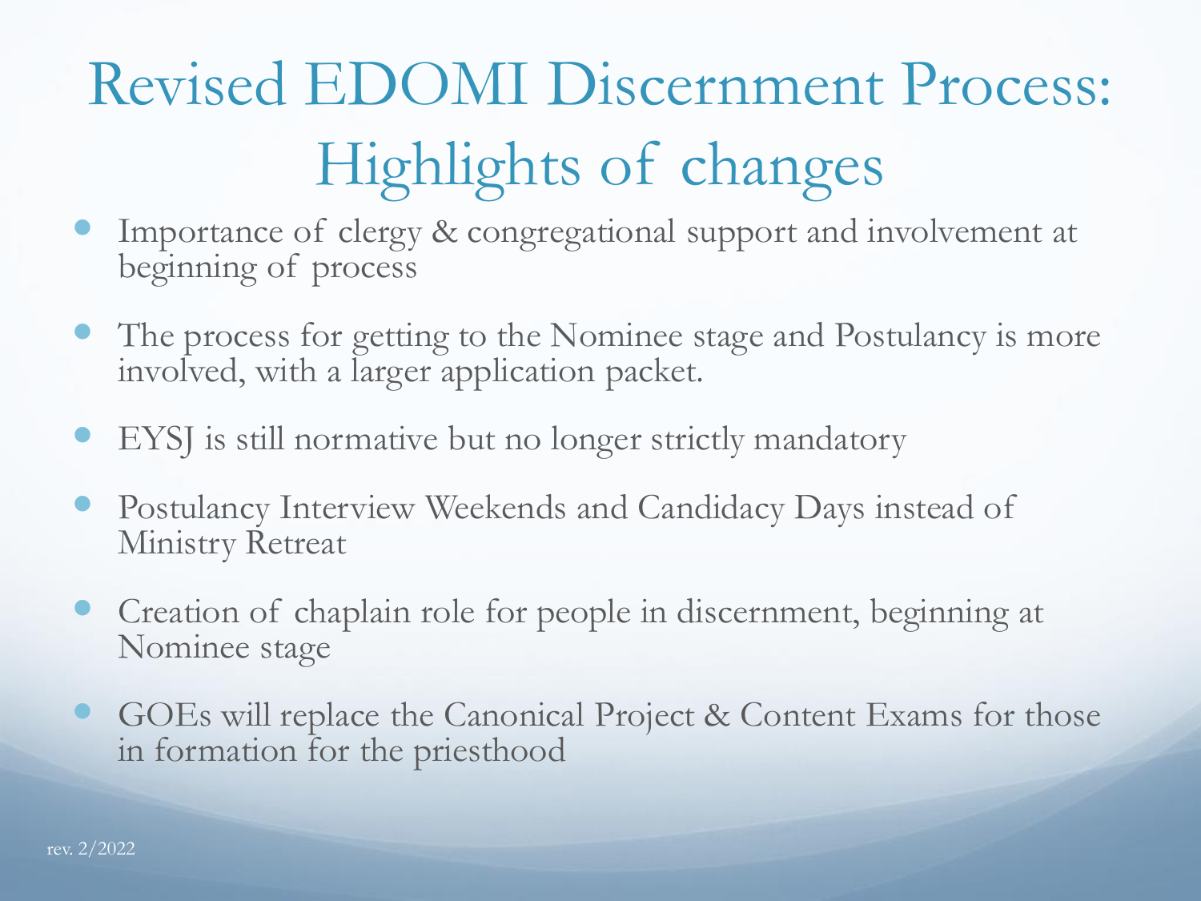# Revised EDOMI Discernment Process: Highlights of changes

- Importance of clergy & congregational support and involvement at beginning of process
- The process for getting to the Nominee stage and Postulancy is more involved, with a larger application packet.
- EYSJ is still normative but no longer strictly mandatory
- Postulancy Interview Weekends and Candidacy Days instead of Ministry Retreat
- Creation of chaplain role for people in discernment, beginning at Nominee stage
- GOEs will replace the Canonical Project & Content Exams for those in formation for the priesthood

rev. 2/2022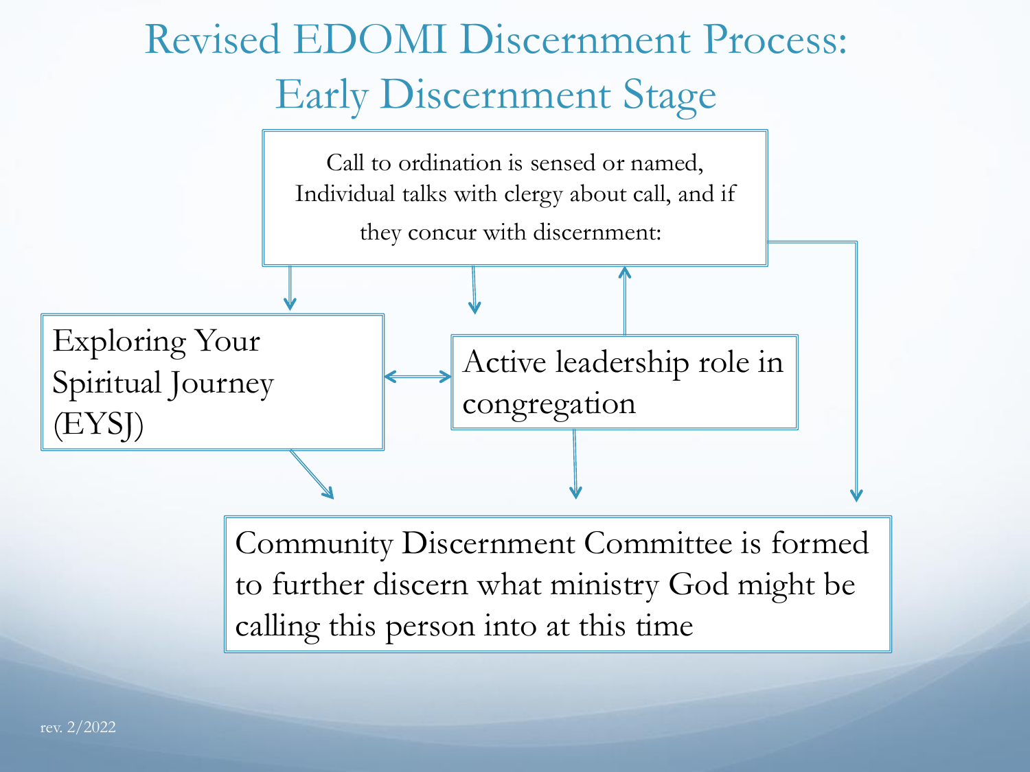# Revised EDOMI Discernment Process: Early Discernment Stage

Call to ordination is sensed or named, Individual talks with clergy about call, and if they concur with discernment:

Exploring Your Spiritual Journey (EYSJ)

Active leadership role in congregation

Community Discernment Committee is formed to further discern what ministry God might be calling this person into at this time

rev. 2/2022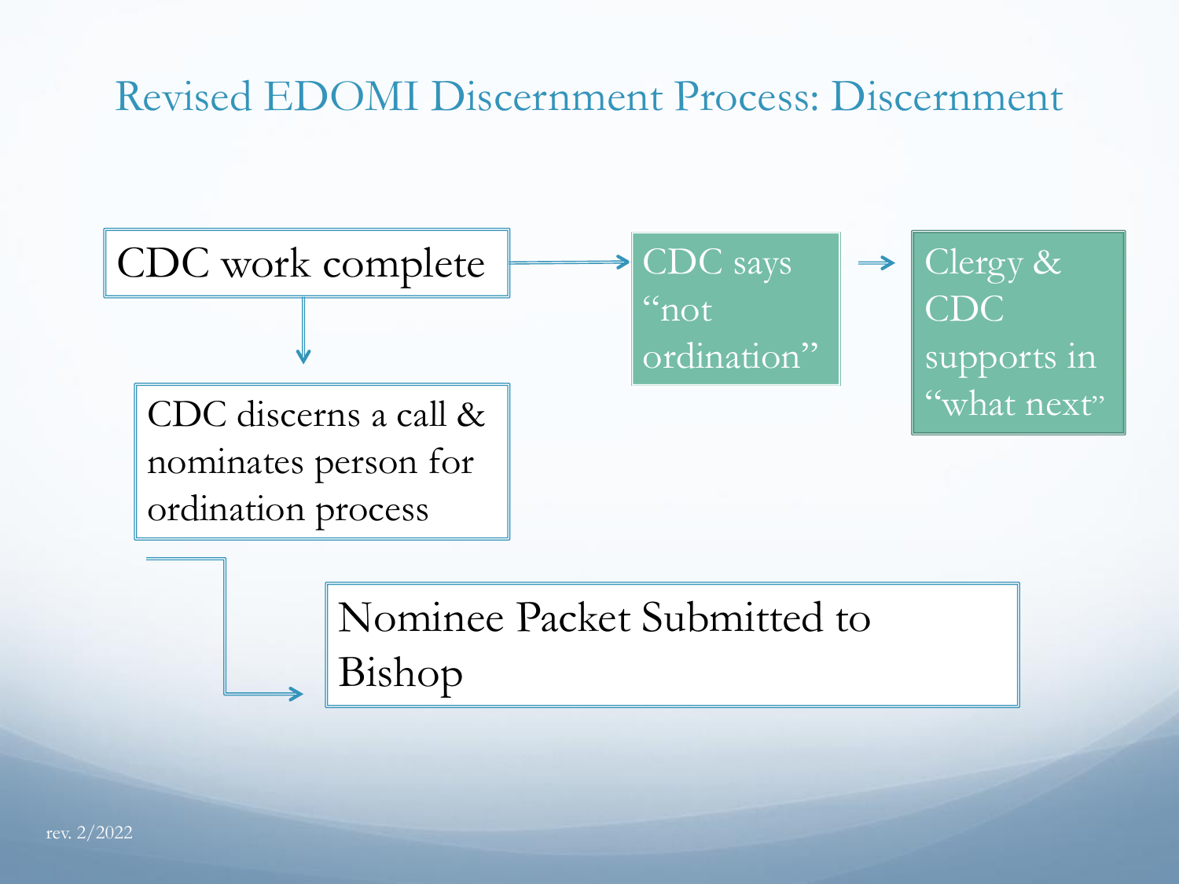# Revised EDOMI Discernment Process: Discernment

CDC work complete → CDC says "not ordination" → Clergy & CDC supports in "what next"

CDC work complete ↓

CDC discerns a call & nominates person for ordination process →

Nominee Packet Submitted to Bishop

rev. 2/2022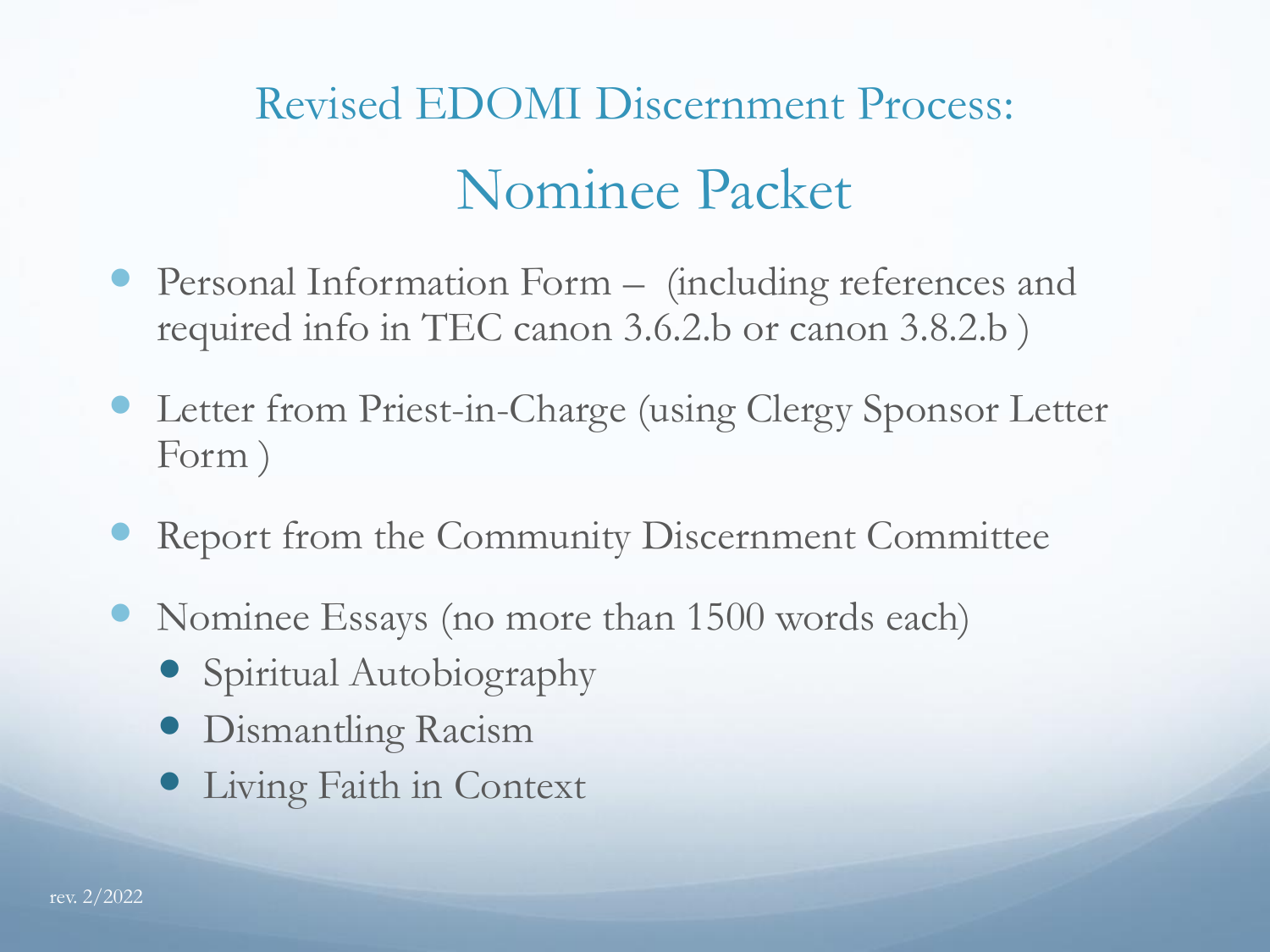# Revised EDOMI Discernment Process:

## Nominee Packet

- Personal Information Form – (including references and required info in TEC canon 3.6.2.b or canon 3.8.2.b )
- Letter from Priest-in-Charge (using Clergy Sponsor Letter Form )
- Report from the Community Discernment Committee
- Nominee Essays (no more than 1500 words each)
  - Spiritual Autobiography
  - Dismantling Racism
  - Living Faith in Context

rev. 2/2022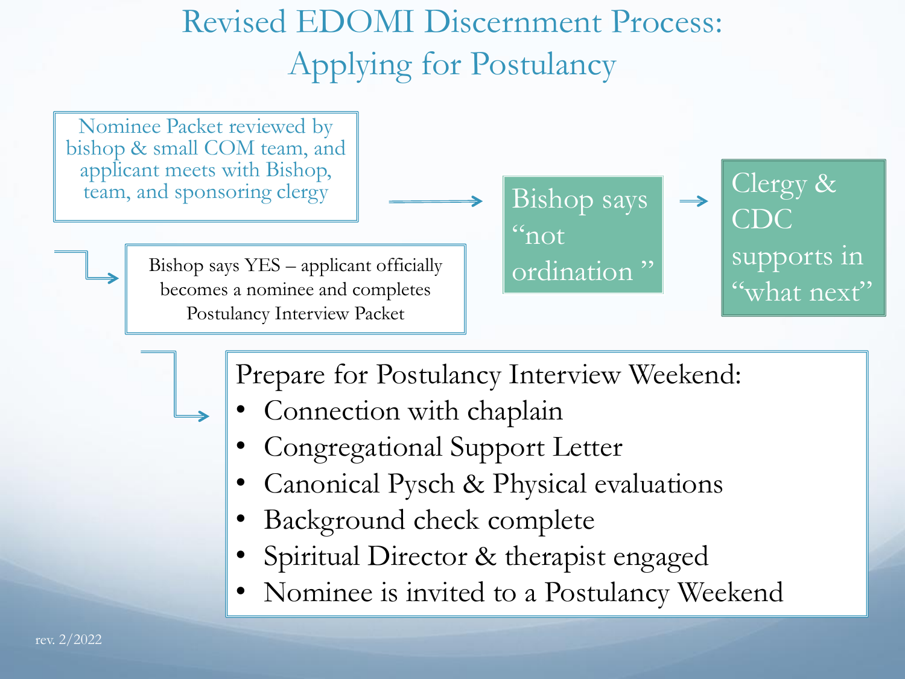# Revised EDOMI Discernment Process: Applying for Postulancy

Nominee Packet reviewed by bishop & small COM team, and applicant meets with Bishop, team, and sponsoring clergy

→ Bishop says "not ordination" → Clergy & CDC supports in "what next"

→ Bishop says YES – applicant officially becomes a nominee and completes Postulancy Interview Packet

→ Prepare for Postulancy Interview Weekend:

- Connection with chaplain
- Congregational Support Letter
- Canonical Pysch & Physical evaluations
- Background check complete
- Spiritual Director & therapist engaged
- Nominee is invited to a Postulancy Weekend

rev. 2/2022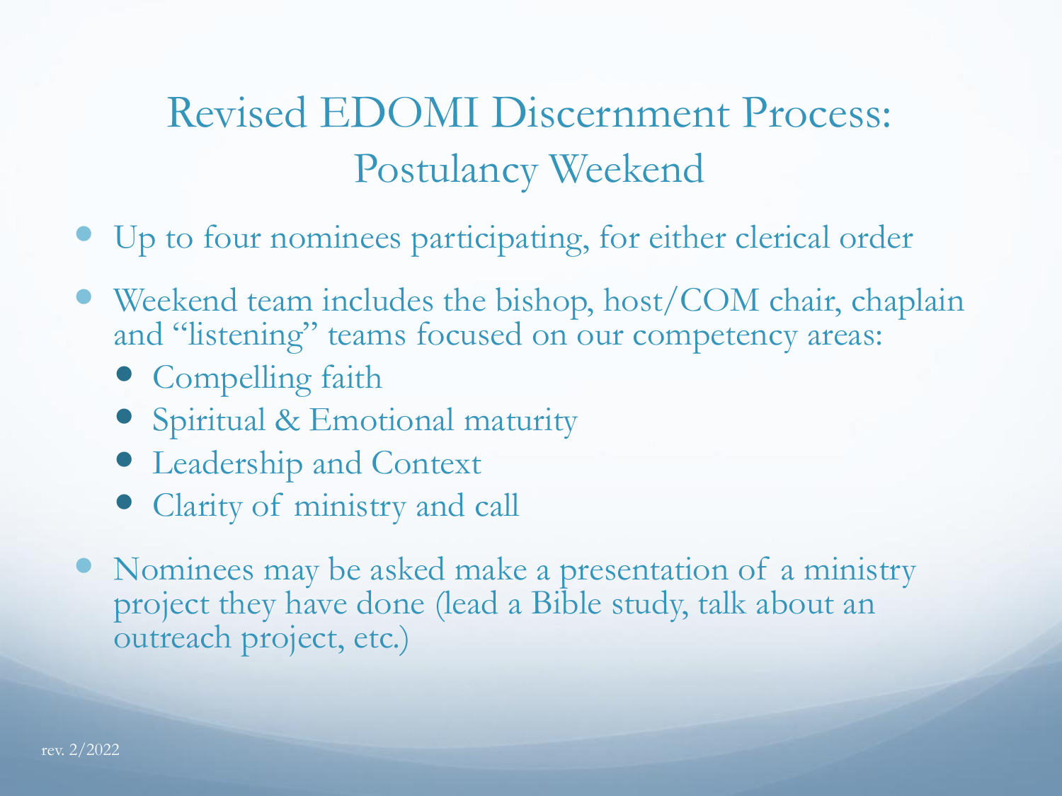# Revised EDOMI Discernment Process: Postulancy Weekend

- Up to four nominees participating, for either clerical order
- Weekend team includes the bishop, host/COM chair, chaplain and "listening" teams focused on our competency areas:
  - Compelling faith
  - Spiritual & Emotional maturity
  - Leadership and Context
  - Clarity of ministry and call
- Nominees may be asked make a presentation of a ministry project they have done (lead a Bible study, talk about an outreach project, etc.)

rev. 2/2022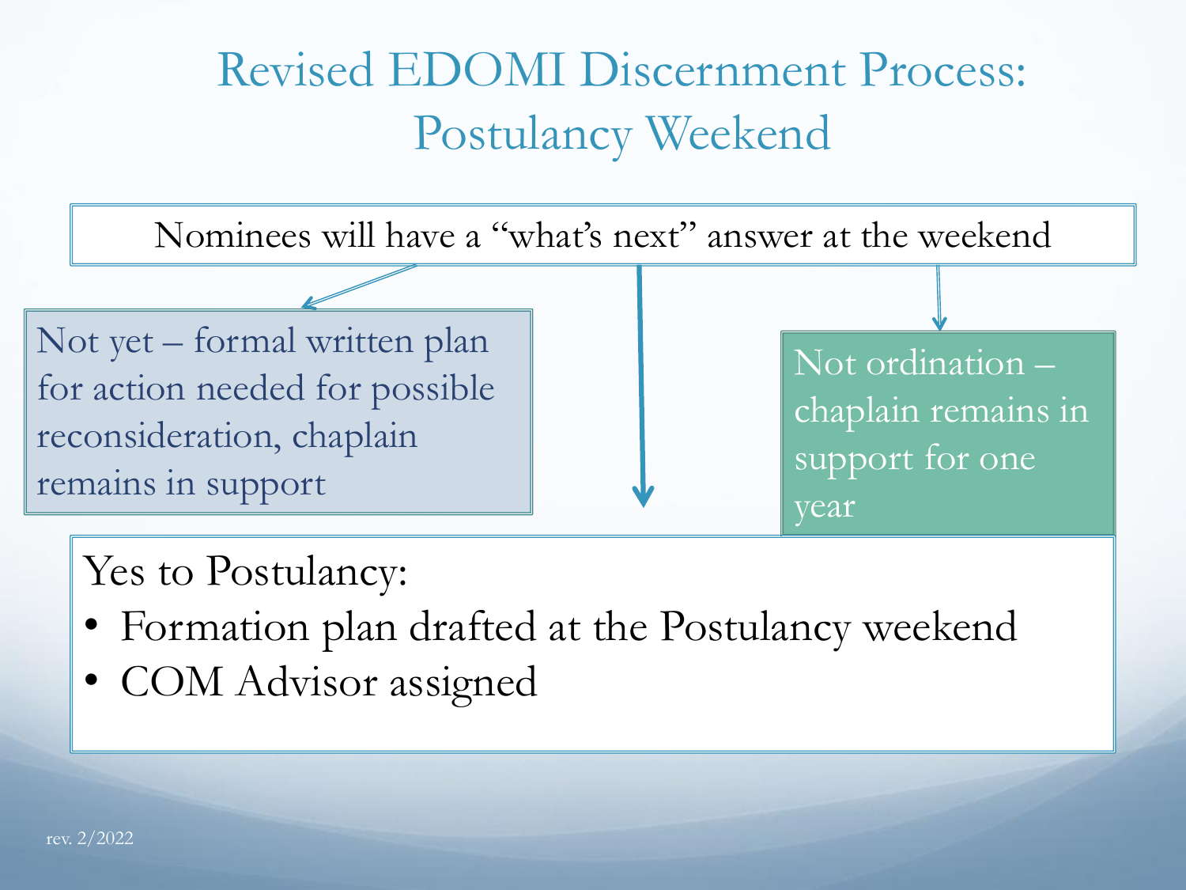# Revised EDOMI Discernment Process: Postulancy Weekend

Nominees will have a "what's next" answer at the weekend

Not yet – formal written plan for action needed for possible reconsideration, chaplain remains in support

Not ordination – chaplain remains in support for one year

Yes to Postulancy:

- Formation plan drafted at the Postulancy weekend
- COM Advisor assigned

rev. 2/2022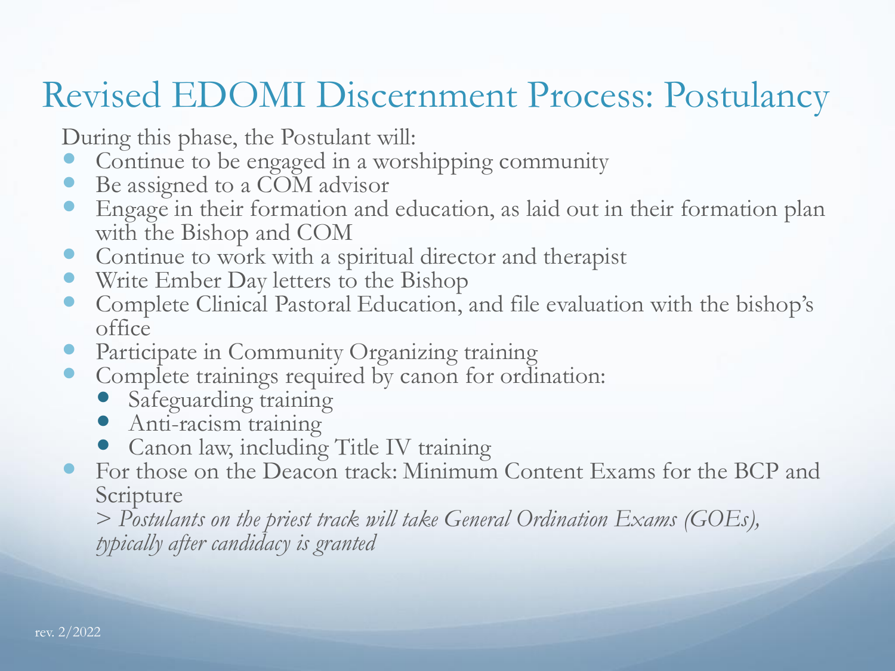# Revised EDOMI Discernment Process: Postulancy

During this phase, the Postulant will:

- Continue to be engaged in a worshipping community
- Be assigned to a COM advisor
- Engage in their formation and education, as laid out in their formation plan with the Bishop and COM
- Continue to work with a spiritual director and therapist
- Write Ember Day letters to the Bishop
- Complete Clinical Pastoral Education, and file evaluation with the bishop's office
- Participate in Community Organizing training
- Complete trainings required by canon for ordination:
  - Safeguarding training
  - Anti-racism training
  - Canon law, including Title IV training
- For those on the Deacon track: Minimum Content Exams for the BCP and Scripture

  > *Postulants on the priest track will take General Ordination Exams (GOEs), typically after candidacy is granted*

rev. 2/2022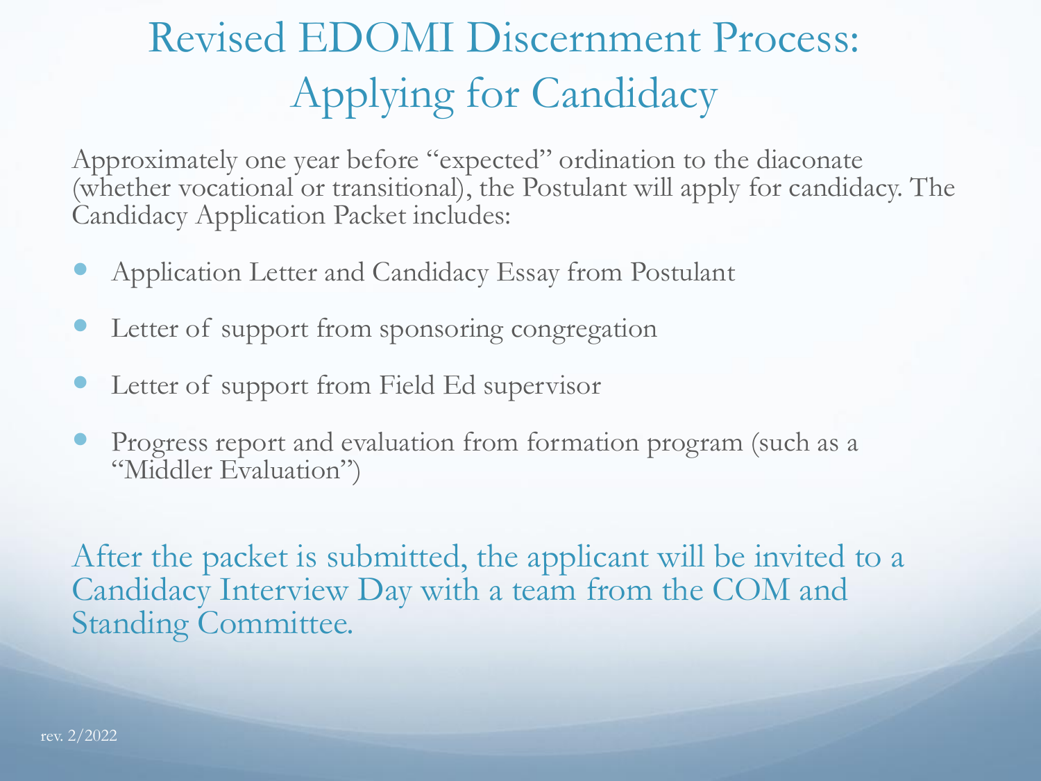# Revised EDOMI Discernment Process: Applying for Candidacy

Approximately one year before “expected” ordination to the diaconate (whether vocational or transitional), the Postulant will apply for candidacy. The Candidacy Application Packet includes:

- Application Letter and Candidacy Essay from Postulant
- Letter of support from sponsoring congregation
- Letter of support from Field Ed supervisor
- Progress report and evaluation from formation program (such as a “Middler Evaluation”)

After the packet is submitted, the applicant will be invited to a Candidacy Interview Day with a team from the COM and Standing Committee.

rev. 2/2022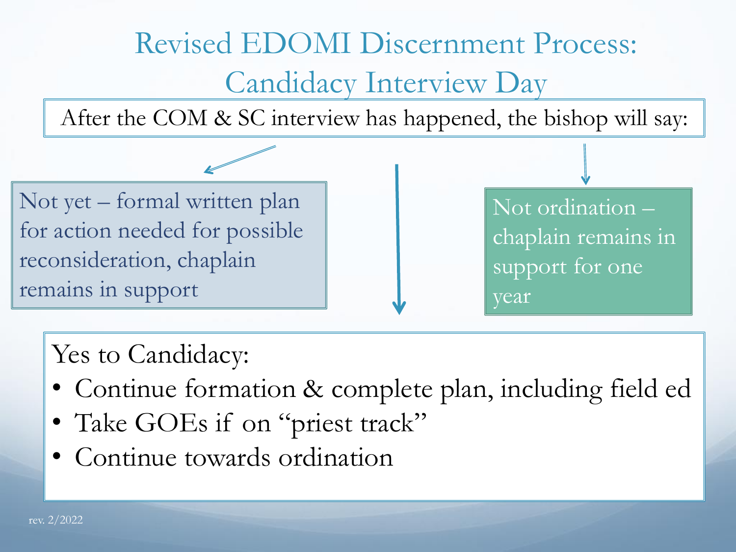# Revised EDOMI Discernment Process: Candidacy Interview Day

After the COM & SC interview has happened, the bishop will say:

Not yet – formal written plan for action needed for possible reconsideration, chaplain remains in support

Not ordination – chaplain remains in support for one year

Yes to Candidacy:

- Continue formation & complete plan, including field ed
- Take GOEs if on "priest track"
- Continue towards ordination

rev. 2/2022